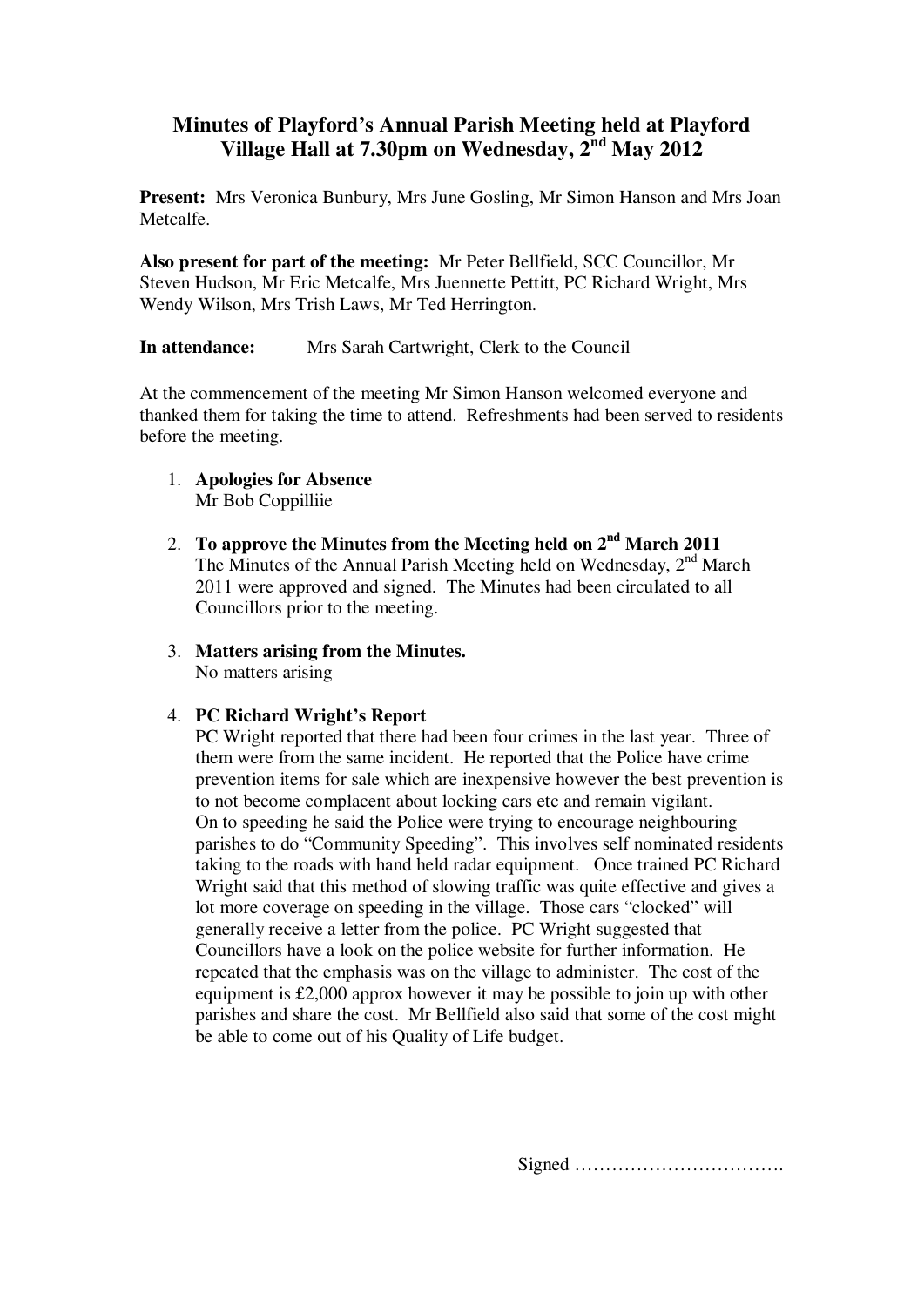# Minutes of Playford's Annual Parish Meeting held at Playford Village Hall at 7.30pm on Wednesday, 2nd May 2012

**Present:** Mrs Veronica Bunbury, Mrs June Gosling, Mr Simon Hanson and Mrs Joan Metcalfe.

**Also present for part of the meeting:** Mr Peter Bellfield, SCC Councillor, Mr Steven Hudson, Mr Eric Metcalfe, Mrs Juennette Pettitt, PC Richard Wright, Mrs Wendy Wilson, Mrs Trish Laws, Mr Ted Herrington.

**In attendance:** Mrs Sarah Cartwright, Clerk to the Council

At the commencement of the meeting Mr Simon Hanson welcomed everyone and thanked them for taking the time to attend. Refreshments had been served to residents before the meeting.

1. **Apologies for Absence**
   Mr Bob Coppilliie

2. **To approve the Minutes from the Meeting held on 2nd March 2011**
   The Minutes of the Annual Parish Meeting held on Wednesday, 2nd March 2011 were approved and signed. The Minutes had been circulated to all Councillors prior to the meeting.

3. **Matters arising from the Minutes.**
   No matters arising

4. **PC Richard Wright's Report**
   PC Wright reported that there had been four crimes in the last year. Three of them were from the same incident. He reported that the Police have crime prevention items for sale which are inexpensive however the best prevention is to not become complacent about locking cars etc and remain vigilant.
   On to speeding he said the Police were trying to encourage neighbouring parishes to do "Community Speeding". This involves self nominated residents taking to the roads with hand held radar equipment. Once trained PC Richard Wright said that this method of slowing traffic was quite effective and gives a lot more coverage on speeding in the village. Those cars "clocked" will generally receive a letter from the police. PC Wright suggested that Councillors have a look on the police website for further information. He repeated that the emphasis was on the village to administer. The cost of the equipment is £2,000 approx however it may be possible to join up with other parishes and share the cost. Mr Bellfield also said that some of the cost might be able to come out of his Quality of Life budget.

Signed …………………………….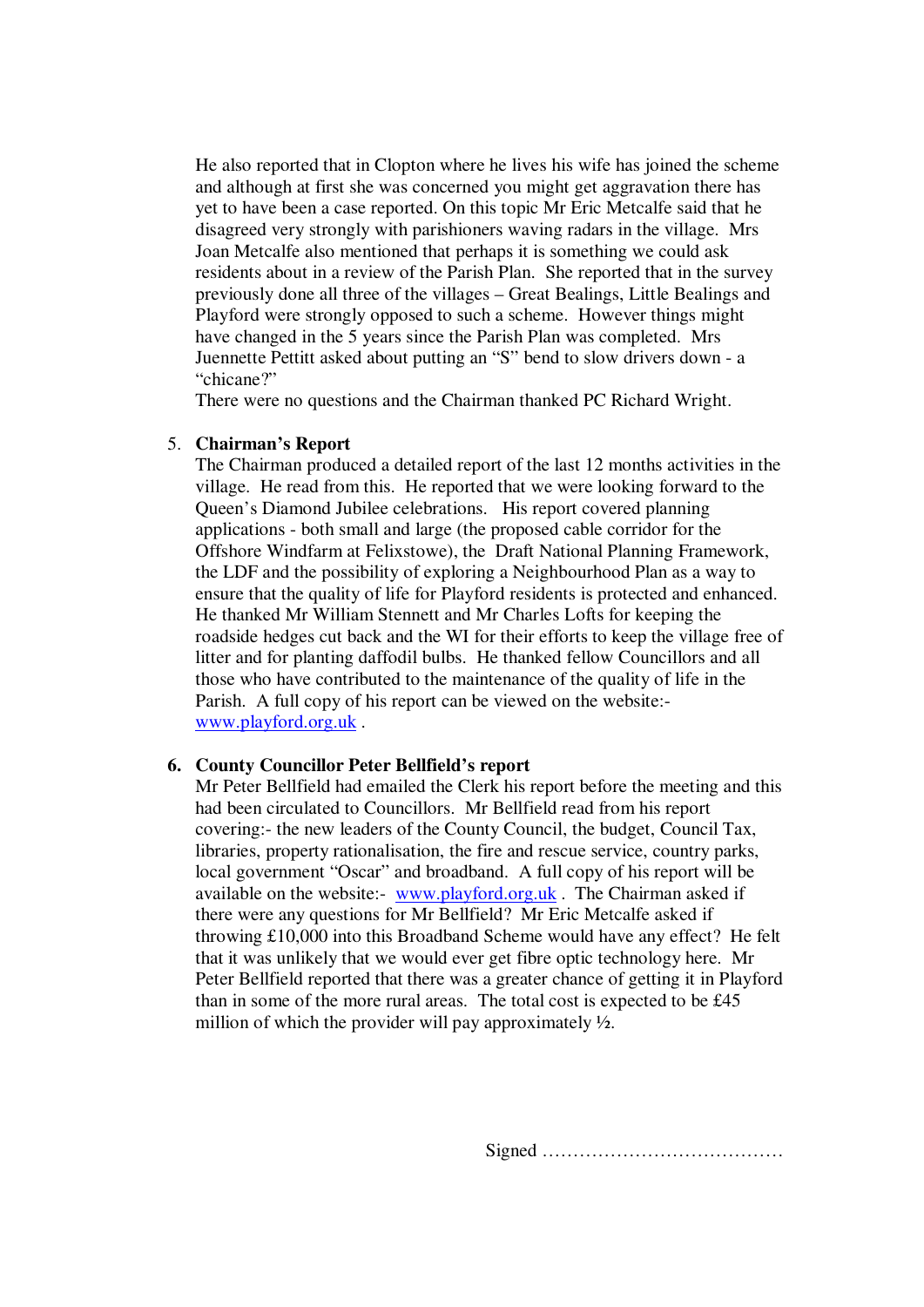He also reported that in Clopton where he lives his wife has joined the scheme and although at first she was concerned you might get aggravation there has yet to have been a case reported. On this topic Mr Eric Metcalfe said that he disagreed very strongly with parishioners waving radars in the village. Mrs Joan Metcalfe also mentioned that perhaps it is something we could ask residents about in a review of the Parish Plan. She reported that in the survey previously done all three of the villages – Great Bealings, Little Bealings and Playford were strongly opposed to such a scheme. However things might have changed in the 5 years since the Parish Plan was completed. Mrs Juennette Pettitt asked about putting an "S" bend to slow drivers down - a "chicane?"

There were no questions and the Chairman thanked PC Richard Wright.

5. **Chairman's Report**

   The Chairman produced a detailed report of the last 12 months activities in the village. He read from this. He reported that we were looking forward to the Queen's Diamond Jubilee celebrations. His report covered planning applications - both small and large (the proposed cable corridor for the Offshore Windfarm at Felixstowe), the Draft National Planning Framework, the LDF and the possibility of exploring a Neighbourhood Plan as a way to ensure that the quality of life for Playford residents is protected and enhanced. He thanked Mr William Stennett and Mr Charles Lofts for keeping the roadside hedges cut back and the WI for their efforts to keep the village free of litter and for planting daffodil bulbs. He thanked fellow Councillors and all those who have contributed to the maintenance of the quality of life in the Parish. A full copy of his report can be viewed on the website:- www.playford.org.uk .

6. **County Councillor Peter Bellfield's report**

   Mr Peter Bellfield had emailed the Clerk his report before the meeting and this had been circulated to Councillors. Mr Bellfield read from his report covering:- the new leaders of the County Council, the budget, Council Tax, libraries, property rationalisation, the fire and rescue service, country parks, local government "Oscar" and broadband. A full copy of his report will be available on the website:- www.playford.org.uk . The Chairman asked if there were any questions for Mr Bellfield? Mr Eric Metcalfe asked if throwing £10,000 into this Broadband Scheme would have any effect? He felt that it was unlikely that we would ever get fibre optic technology here. Mr Peter Bellfield reported that there was a greater chance of getting it in Playford than in some of the more rural areas. The total cost is expected to be £45 million of which the provider will pay approximately ½.

Signed …………………………………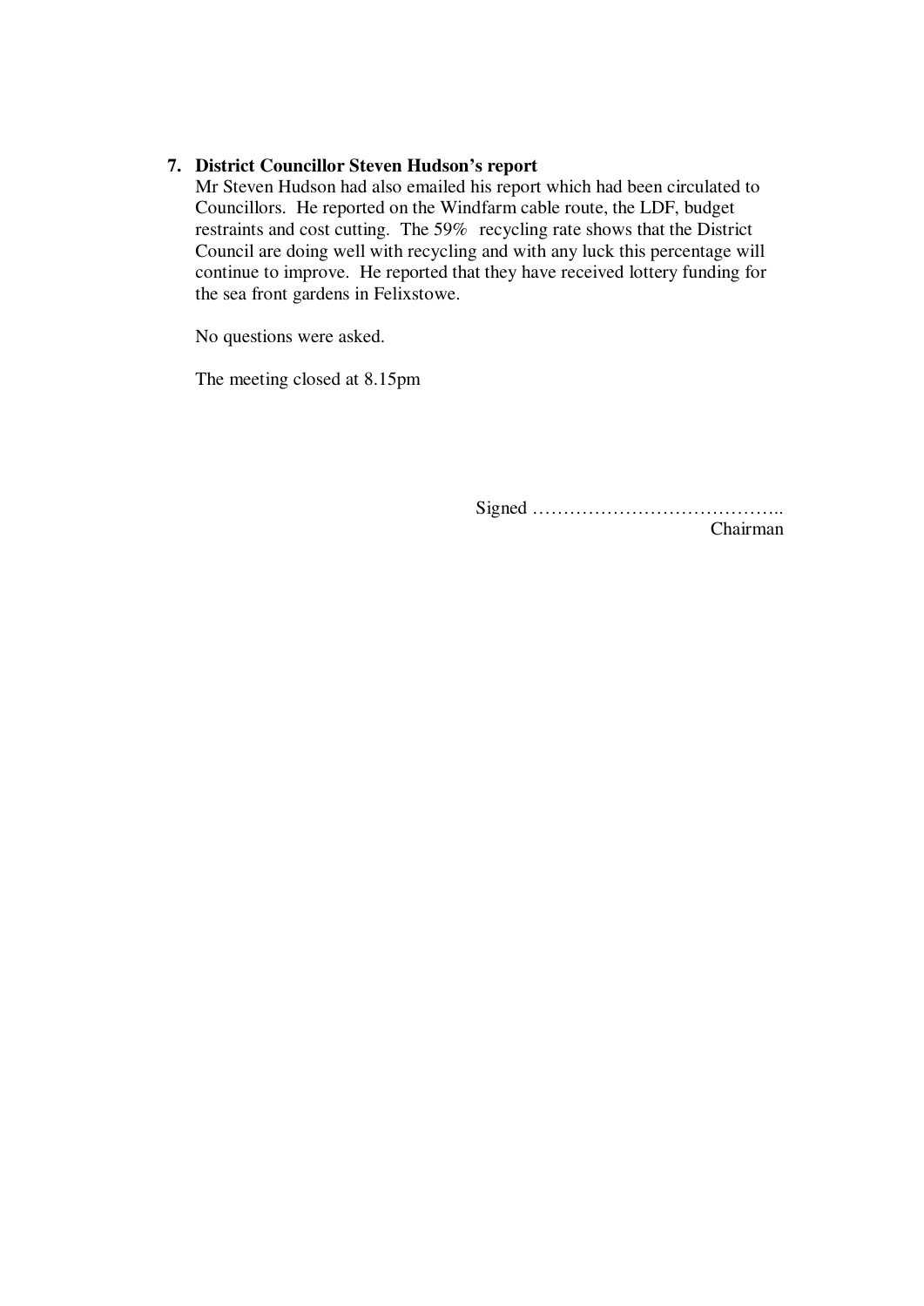7. **District Councillor Steven Hudson's report**

   Mr Steven Hudson had also emailed his report which had been circulated to Councillors. He reported on the Windfarm cable route, the LDF, budget restraints and cost cutting. The 59% recycling rate shows that the District Council are doing well with recycling and with any luck this percentage will continue to improve. He reported that they have received lottery funding for the sea front gardens in Felixstowe.

   No questions were asked.

   The meeting closed at 8.15pm

Signed …………………………………..
Chairman